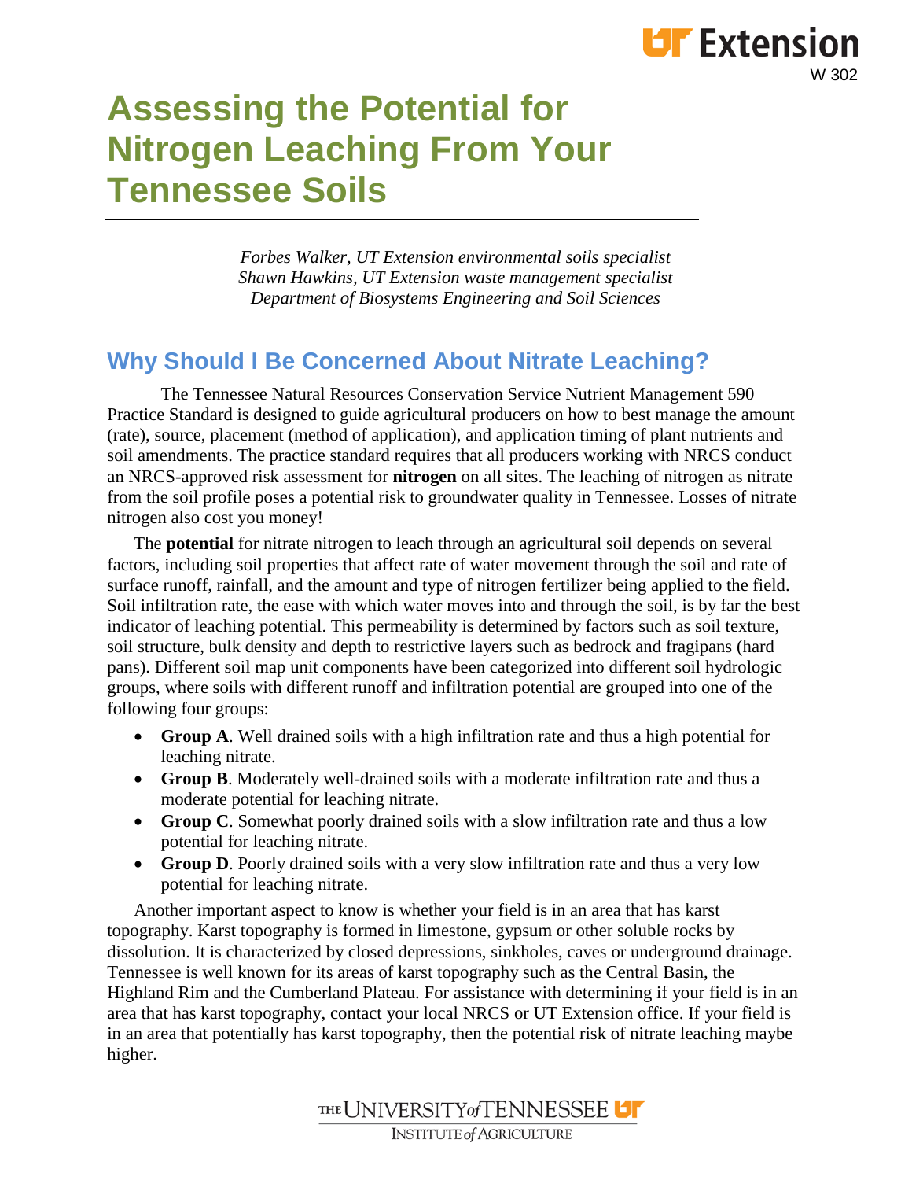W 302

# Assessing the Potential for Nitrogen Leaching From Your Tennessee Soils

*Forbes Walker, UT Extension environmental soils specialist*
*Shawn Hawkins, UT Extension waste management specialist*
*Department of Biosystems Engineering and Soil Sciences*

## Why Should I Be Concerned About Nitrate Leaching?

The Tennessee Natural Resources Conservation Service Nutrient Management 590 Practice Standard is designed to guide agricultural producers on how to best manage the amount (rate), source, placement (method of application), and application timing of plant nutrients and soil amendments. The practice standard requires that all producers working with NRCS conduct an NRCS-approved risk assessment for **nitrogen** on all sites. The leaching of nitrogen as nitrate from the soil profile poses a potential risk to groundwater quality in Tennessee. Losses of nitrate nitrogen also cost you money!

The **potential** for nitrate nitrogen to leach through an agricultural soil depends on several factors, including soil properties that affect rate of water movement through the soil and rate of surface runoff, rainfall, and the amount and type of nitrogen fertilizer being applied to the field. Soil infiltration rate, the ease with which water moves into and through the soil, is by far the best indicator of leaching potential. This permeability is determined by factors such as soil texture, soil structure, bulk density and depth to restrictive layers such as bedrock and fragipans (hard pans). Different soil map unit components have been categorized into different soil hydrologic groups, where soils with different runoff and infiltration potential are grouped into one of the following four groups:

- **Group A**. Well drained soils with a high infiltration rate and thus a high potential for leaching nitrate.
- **Group B**. Moderately well-drained soils with a moderate infiltration rate and thus a moderate potential for leaching nitrate.
- **Group C**. Somewhat poorly drained soils with a slow infiltration rate and thus a low potential for leaching nitrate.
- **Group D**. Poorly drained soils with a very slow infiltration rate and thus a very low potential for leaching nitrate.

Another important aspect to know is whether your field is in an area that has karst topography. Karst topography is formed in limestone, gypsum or other soluble rocks by dissolution. It is characterized by closed depressions, sinkholes, caves or underground drainage. Tennessee is well known for its areas of karst topography such as the Central Basin, the Highland Rim and the Cumberland Plateau. For assistance with determining if your field is in an area that has karst topography, contact your local NRCS or UT Extension office. If your field is in an area that potentially has karst topography, then the potential risk of nitrate leaching maybe higher.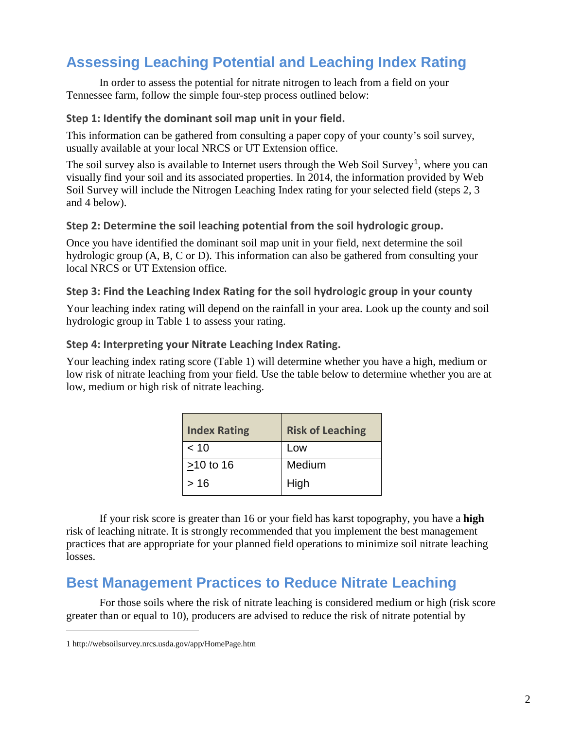## Assessing Leaching Potential and Leaching Index Rating

In order to assess the potential for nitrate nitrogen to leach from a field on your Tennessee farm, follow the simple four-step process outlined below:

### Step 1: Identify the dominant soil map unit in your field.

This information can be gathered from consulting a paper copy of your county's soil survey, usually available at your local NRCS or UT Extension office.

The soil survey also is available to Internet users through the Web Soil Survey[1], where you can visually find your soil and its associated properties. In 2014, the information provided by Web Soil Survey will include the Nitrogen Leaching Index rating for your selected field (steps 2, 3 and 4 below).

### Step 2: Determine the soil leaching potential from the soil hydrologic group.

Once you have identified the dominant soil map unit in your field, next determine the soil hydrologic group (A, B, C or D). This information can also be gathered from consulting your local NRCS or UT Extension office.

### Step 3: Find the Leaching Index Rating for the soil hydrologic group in your county

Your leaching index rating will depend on the rainfall in your area. Look up the county and soil hydrologic group in Table 1 to assess your rating.

### Step 4: Interpreting your Nitrate Leaching Index Rating.

Your leaching index rating score (Table 1) will determine whether you have a high, medium or low risk of nitrate leaching from your field. Use the table below to determine whether you are at low, medium or high risk of nitrate leaching.

| Index Rating | Risk of Leaching |
|---|---|
| < 10 | Low |
| ≥10 to 16 | Medium |
| > 16 | High |

If your risk score is greater than 16 or your field has karst topography, you have a **high** risk of leaching nitrate. It is strongly recommended that you implement the best management practices that are appropriate for your planned field operations to minimize soil nitrate leaching losses.

## Best Management Practices to Reduce Nitrate Leaching

For those soils where the risk of nitrate leaching is considered medium or high (risk score greater than or equal to 10), producers are advised to reduce the risk of nitrate potential by

1 http://websoilsurvey.nrcs.usda.gov/app/HomePage.htm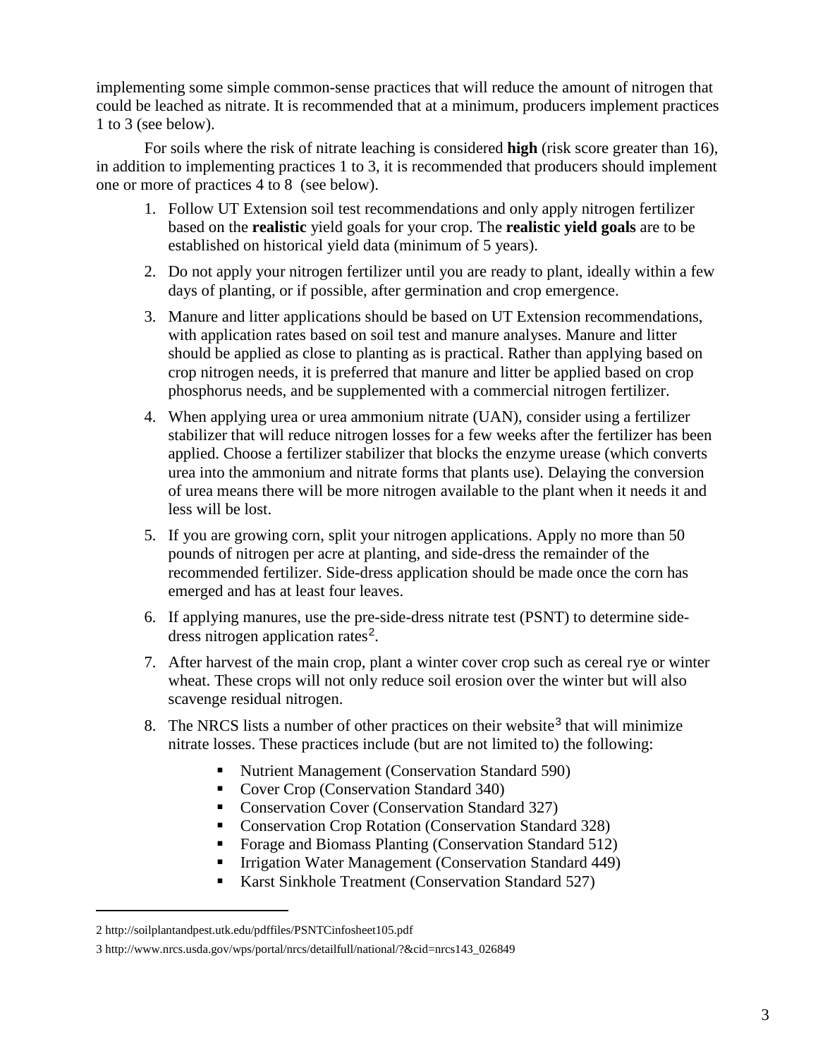implementing some simple common-sense practices that will reduce the amount of nitrogen that could be leached as nitrate. It is recommended that at a minimum, producers implement practices 1 to 3 (see below).

For soils where the risk of nitrate leaching is considered **high** (risk score greater than 16), in addition to implementing practices 1 to 3, it is recommended that producers should implement one or more of practices 4 to 8 (see below).

1. Follow UT Extension soil test recommendations and only apply nitrogen fertilizer based on the **realistic** yield goals for your crop. The **realistic yield goals** are to be established on historical yield data (minimum of 5 years).
2. Do not apply your nitrogen fertilizer until you are ready to plant, ideally within a few days of planting, or if possible, after germination and crop emergence.
3. Manure and litter applications should be based on UT Extension recommendations, with application rates based on soil test and manure analyses. Manure and litter should be applied as close to planting as is practical. Rather than applying based on crop nitrogen needs, it is preferred that manure and litter be applied based on crop phosphorus needs, and be supplemented with a commercial nitrogen fertilizer.
4. When applying urea or urea ammonium nitrate (UAN), consider using a fertilizer stabilizer that will reduce nitrogen losses for a few weeks after the fertilizer has been applied. Choose a fertilizer stabilizer that blocks the enzyme urease (which converts urea into the ammonium and nitrate forms that plants use). Delaying the conversion of urea means there will be more nitrogen available to the plant when it needs it and less will be lost.
5. If you are growing corn, split your nitrogen applications. Apply no more than 50 pounds of nitrogen per acre at planting, and side-dress the remainder of the recommended fertilizer. Side-dress application should be made once the corn has emerged and has at least four leaves.
6. If applying manures, use the pre-side-dress nitrate test (PSNT) to determine side-dress nitrogen application rates[2].
7. After harvest of the main crop, plant a winter cover crop such as cereal rye or winter wheat. These crops will not only reduce soil erosion over the winter but will also scavenge residual nitrogen.
8. The NRCS lists a number of other practices on their website[3] that will minimize nitrate losses. These practices include (but are not limited to) the following:
   - Nutrient Management (Conservation Standard 590)
   - Cover Crop (Conservation Standard 340)
   - Conservation Cover (Conservation Standard 327)
   - Conservation Crop Rotation (Conservation Standard 328)
   - Forage and Biomass Planting (Conservation Standard 512)
   - Irrigation Water Management (Conservation Standard 449)
   - Karst Sinkhole Treatment (Conservation Standard 527)

---

2 http://soilplantandpest.utk.edu/pdffiles/PSNTCinfosheet105.pdf

3 http://www.nrcs.usda.gov/wps/portal/nrcs/detailfull/national/?&cid=nrcs143_026849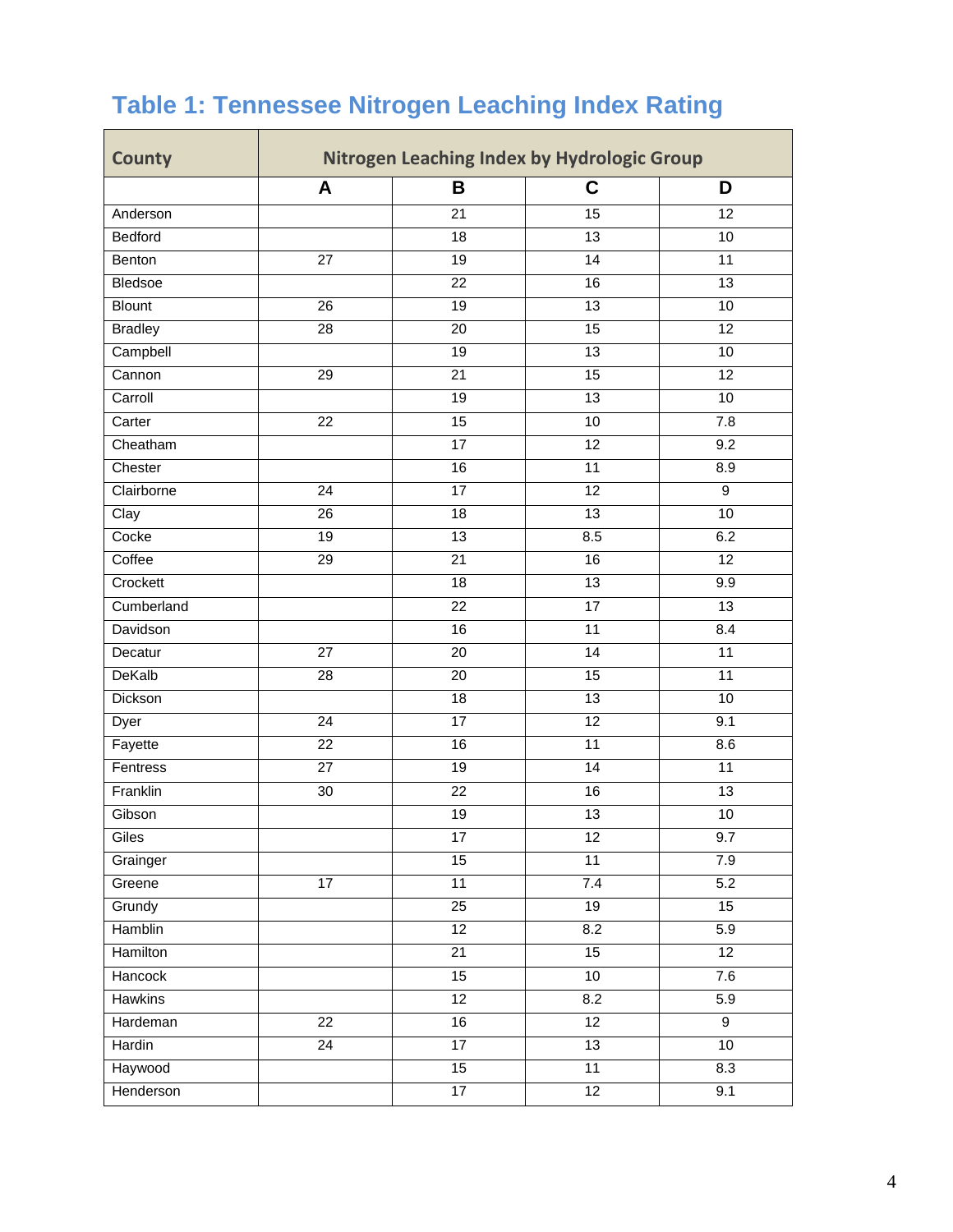## Table 1: Tennessee Nitrogen Leaching Index Rating

| County | Nitrogen Leaching Index by Hydrologic Group | | | |
|---|---|---|---|---|
| | **A** | **B** | **C** | **D** |
| Anderson | | 21 | 15 | 12 |
| Bedford | | 18 | 13 | 10 |
| Benton | 27 | 19 | 14 | 11 |
| Bledsoe | | 22 | 16 | 13 |
| Blount | 26 | 19 | 13 | 10 |
| Bradley | 28 | 20 | 15 | 12 |
| Campbell | | 19 | 13 | 10 |
| Cannon | 29 | 21 | 15 | 12 |
| Carroll | | 19 | 13 | 10 |
| Carter | 22 | 15 | 10 | 7.8 |
| Cheatham | | 17 | 12 | 9.2 |
| Chester | | 16 | 11 | 8.9 |
| Clairborne | 24 | 17 | 12 | 9 |
| Clay | 26 | 18 | 13 | 10 |
| Cocke | 19 | 13 | 8.5 | 6.2 |
| Coffee | 29 | 21 | 16 | 12 |
| Crockett | | 18 | 13 | 9.9 |
| Cumberland | | 22 | 17 | 13 |
| Davidson | | 16 | 11 | 8.4 |
| Decatur | 27 | 20 | 14 | 11 |
| DeKalb | 28 | 20 | 15 | 11 |
| Dickson | | 18 | 13 | 10 |
| Dyer | 24 | 17 | 12 | 9.1 |
| Fayette | 22 | 16 | 11 | 8.6 |
| Fentress | 27 | 19 | 14 | 11 |
| Franklin | 30 | 22 | 16 | 13 |
| Gibson | | 19 | 13 | 10 |
| Giles | | 17 | 12 | 9.7 |
| Grainger | | 15 | 11 | 7.9 |
| Greene | 17 | 11 | 7.4 | 5.2 |
| Grundy | | 25 | 19 | 15 |
| Hamblin | | 12 | 8.2 | 5.9 |
| Hamilton | | 21 | 15 | 12 |
| Hancock | | 15 | 10 | 7.6 |
| Hawkins | | 12 | 8.2 | 5.9 |
| Hardeman | 22 | 16 | 12 | 9 |
| Hardin | 24 | 17 | 13 | 10 |
| Haywood | | 15 | 11 | 8.3 |
| Henderson | | 17 | 12 | 9.1 |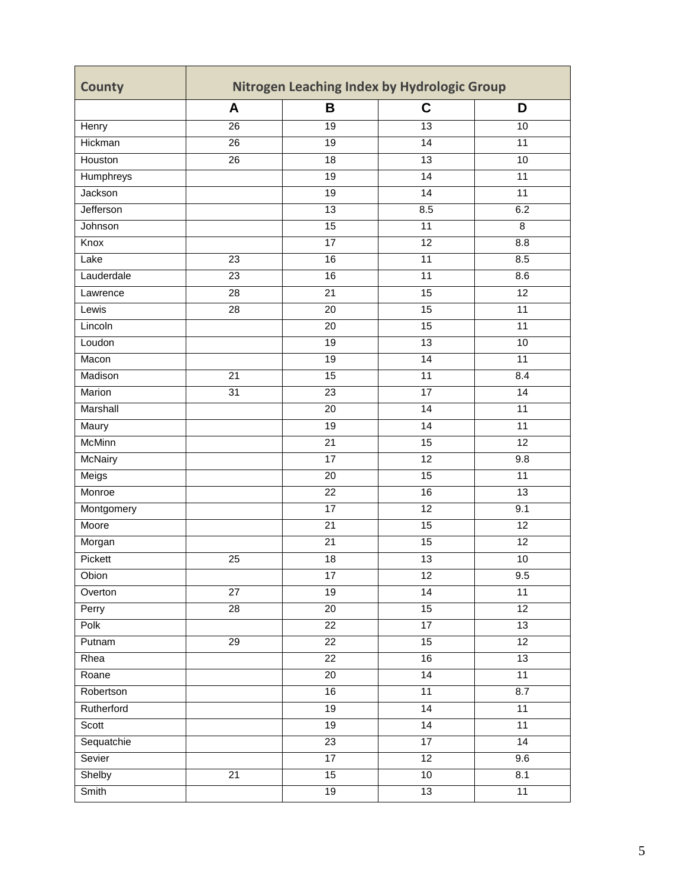| County | Nitrogen Leaching Index by Hydrologic Group | | | |
|---|---|---|---|---|
| | **A** | **B** | **C** | **D** |
| Henry | 26 | 19 | 13 | 10 |
| Hickman | 26 | 19 | 14 | 11 |
| Houston | 26 | 18 | 13 | 10 |
| Humphreys | | 19 | 14 | 11 |
| Jackson | | 19 | 14 | 11 |
| Jefferson | | 13 | 8.5 | 6.2 |
| Johnson | | 15 | 11 | 8 |
| Knox | | 17 | 12 | 8.8 |
| Lake | 23 | 16 | 11 | 8.5 |
| Lauderdale | 23 | 16 | 11 | 8.6 |
| Lawrence | 28 | 21 | 15 | 12 |
| Lewis | 28 | 20 | 15 | 11 |
| Lincoln | | 20 | 15 | 11 |
| Loudon | | 19 | 13 | 10 |
| Macon | | 19 | 14 | 11 |
| Madison | 21 | 15 | 11 | 8.4 |
| Marion | 31 | 23 | 17 | 14 |
| Marshall | | 20 | 14 | 11 |
| Maury | | 19 | 14 | 11 |
| McMinn | | 21 | 15 | 12 |
| McNairy | | 17 | 12 | 9.8 |
| Meigs | | 20 | 15 | 11 |
| Monroe | | 22 | 16 | 13 |
| Montgomery | | 17 | 12 | 9.1 |
| Moore | | 21 | 15 | 12 |
| Morgan | | 21 | 15 | 12 |
| Pickett | 25 | 18 | 13 | 10 |
| Obion | | 17 | 12 | 9.5 |
| Overton | 27 | 19 | 14 | 11 |
| Perry | 28 | 20 | 15 | 12 |
| Polk | | 22 | 17 | 13 |
| Putnam | 29 | 22 | 15 | 12 |
| Rhea | | 22 | 16 | 13 |
| Roane | | 20 | 14 | 11 |
| Robertson | | 16 | 11 | 8.7 |
| Rutherford | | 19 | 14 | 11 |
| Scott | | 19 | 14 | 11 |
| Sequatchie | | 23 | 17 | 14 |
| Sevier | | 17 | 12 | 9.6 |
| Shelby | 21 | 15 | 10 | 8.1 |
| Smith | | 19 | 13 | 11 |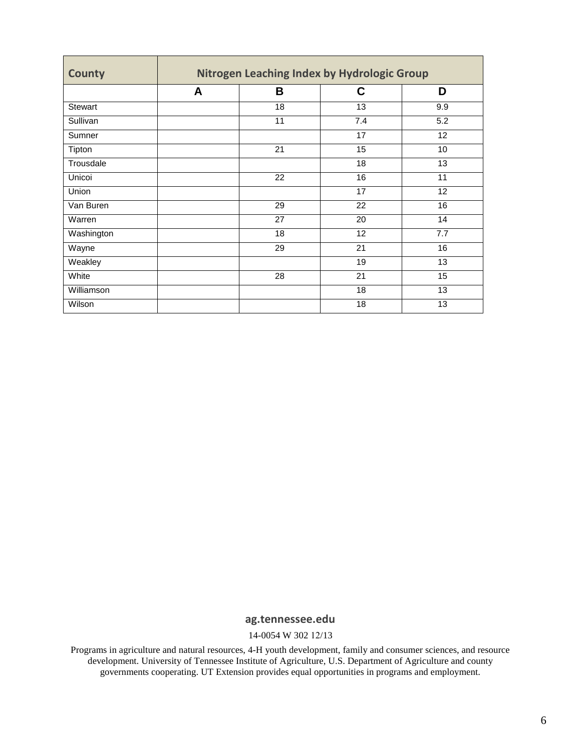| County | Nitrogen Leaching Index by Hydrologic Group | | | |
|---|---|---|---|---|
| | **A** | **B** | **C** | **D** |
| Stewart | | 18 | 13 | 9.9 |
| Sullivan | | 11 | 7.4 | 5.2 |
| Sumner | | | 17 | 12 |
| Tipton | | 21 | 15 | 10 |
| Trousdale | | | 18 | 13 |
| Unicoi | | 22 | 16 | 11 |
| Union | | | 17 | 12 |
| Van Buren | | 29 | 22 | 16 |
| Warren | | 27 | 20 | 14 |
| Washington | | 18 | 12 | 7.7 |
| Wayne | | 29 | 21 | 16 |
| Weakley | | | 19 | 13 |
| White | | 28 | 21 | 15 |
| Williamson | | | 18 | 13 |
| Wilson | | | 18 | 13 |

**ag.tennessee.edu**

14-0054 W 302 12/13

Programs in agriculture and natural resources, 4-H youth development, family and consumer sciences, and resource development. University of Tennessee Institute of Agriculture, U.S. Department of Agriculture and county governments cooperating. UT Extension provides equal opportunities in programs and employment.